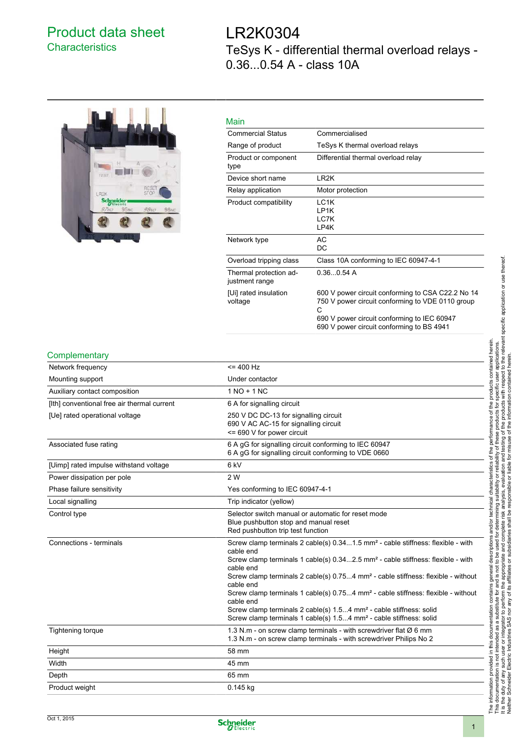# Product data sheet
## Characteristics

# LR2K0304
## TeSys K - differential thermal overload relays - 0.36...0.54 A - class 10A

### Main

| | |
|---|---|
| Commercial Status | Commercialised |
| Range of product | TeSys K thermal overload relays |
| Product or component type | Differential thermal overload relay |
| Device short name | LR2K |
| Relay application | Motor protection |
| Product compatibility | LC1K<br>LP1K<br>LC7K<br>LP4K |
| Network type | AC<br>DC |
| Overload tripping class | Class 10A conforming to IEC 60947-4-1 |
| Thermal protection adjustment range | 0.36...0.54 A |
| [Ui] rated insulation voltage | 600 V power circuit conforming to CSA C22.2 No 14<br>750 V power circuit conforming to VDE 0110 group C<br>690 V power circuit conforming to IEC 60947<br>690 V power circuit conforming to BS 4941 |

### Complementary

| | |
|---|---|
| Network frequency | <= 400 Hz |
| Mounting support | Under contactor |
| Auxiliary contact composition | 1 NO + 1 NC |
| [Ith] conventional free air thermal current | 6 A for signalling circuit |
| [Ue] rated operational voltage | 250 V DC DC-13 for signalling circuit<br>690 V AC AC-15 for signalling circuit<br><= 690 V for power circuit |
| Associated fuse rating | 6 A gG for signalling circuit conforming to IEC 60947<br>6 A gG for signalling circuit conforming to VDE 0660 |
| [Uimp] rated impulse withstand voltage | 6 kV |
| Power dissipation per pole | 2 W |
| Phase failure sensitivity | Yes conforming to IEC 60947-4-1 |
| Local signalling | Trip indicator (yellow) |
| Control type | Selector switch manual or automatic for reset mode<br>Blue pushbutton stop and manual reset<br>Red pushbutton trip test function |
| Connections - terminals | Screw clamp terminals 2 cable(s) 0.34...1.5 mm² - cable stiffness: flexible - with cable end<br>Screw clamp terminals 1 cable(s) 0.34...2.5 mm² - cable stiffness: flexible - with cable end<br>Screw clamp terminals 2 cable(s) 0.75...4 mm² - cable stiffness: flexible - without cable end<br>Screw clamp terminals 1 cable(s) 0.75...4 mm² - cable stiffness: flexible - without cable end<br>Screw clamp terminals 2 cable(s) 1.5...4 mm² - cable stiffness: solid<br>Screw clamp terminals 1 cable(s) 1.5...4 mm² - cable stiffness: solid |
| Tightening torque | 1.3 N.m - on screw clamp terminals - with screwdriver flat Ø 6 mm<br>1.3 N.m - on screw clamp terminals - with screwdriver Philips No 2 |
| Height | 58 mm |
| Width | 45 mm |
| Depth | 65 mm |
| Product weight | 0.145 kg |

The information provided in this documentation contains general descriptions and/or technical characteristics of the performance of the products contained herein.
This documentation is not intended as a substitute for and is not to be used for determining suitability or reliability of these products for specific user applications.
It is the duty of any such user or integrator to perform the appropriate and complete risk analysis, evaluation and testing of the products with respect to the relevant specific application or use thereof.
Neither Schneider Electric Industries SAS nor any of its affiliates or subsidiaries shall be responsible or liable for misuse of the information contained herein.

Oct 1, 2015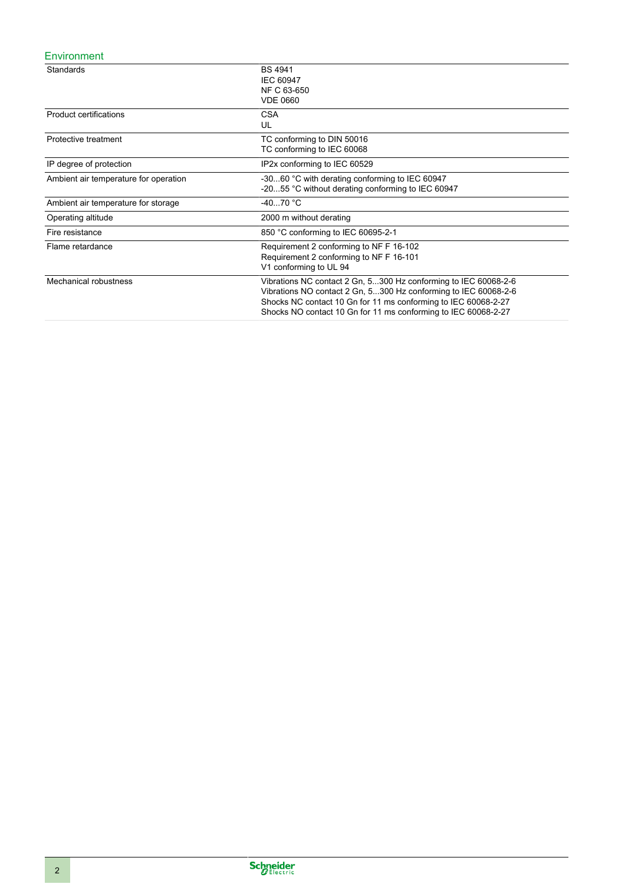## Environment

| | |
|---|---|
| Standards | BS 4941<br>IEC 60947<br>NF C 63-650<br>VDE 0660 |
| Product certifications | CSA<br>UL |
| Protective treatment | TC conforming to DIN 50016<br>TC conforming to IEC 60068 |
| IP degree of protection | IP2x conforming to IEC 60529 |
| Ambient air temperature for operation | -30...60 °C with derating conforming to IEC 60947<br>-20...55 °C without derating conforming to IEC 60947 |
| Ambient air temperature for storage | -40...70 °C |
| Operating altitude | 2000 m without derating |
| Fire resistance | 850 °C conforming to IEC 60695-2-1 |
| Flame retardance | Requirement 2 conforming to NF F 16-102<br>Requirement 2 conforming to NF F 16-101<br>V1 conforming to UL 94 |
| Mechanical robustness | Vibrations NC contact 2 Gn, 5...300 Hz conforming to IEC 60068-2-6<br>Vibrations NO contact 2 Gn, 5...300 Hz conforming to IEC 60068-2-6<br>Shocks NC contact 10 Gn for 11 ms conforming to IEC 60068-2-27<br>Shocks NO contact 10 Gn for 11 ms conforming to IEC 60068-2-27 |